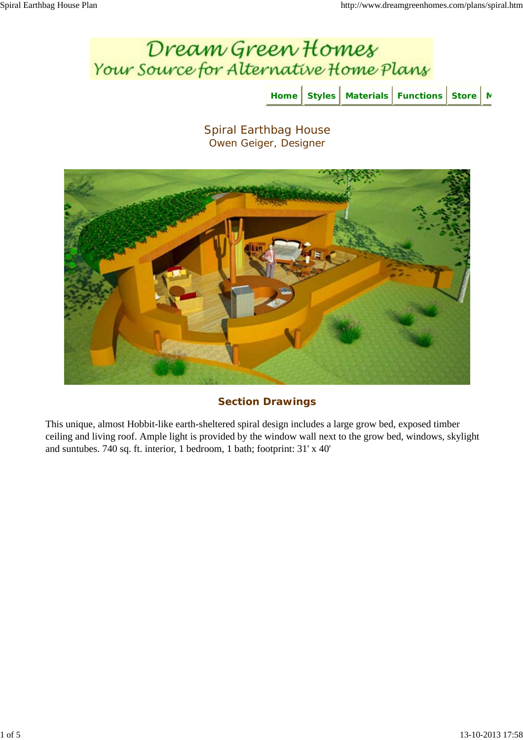Dream Green Homes
Your Source for Alternative Home Plans

Home | Styles | Materials | Functions | Store

# Spiral Earthbag House

Owen Geiger, Designer

**Section Drawings**

This unique, almost Hobbit-like earth-sheltered spiral design includes a large grow bed, exposed timber ceiling and living roof. Ample light is provided by the window wall next to the grow bed, windows, skylight and suntubes. 740 sq. ft. interior, 1 bedroom, 1 bath; footprint: 31' x 40'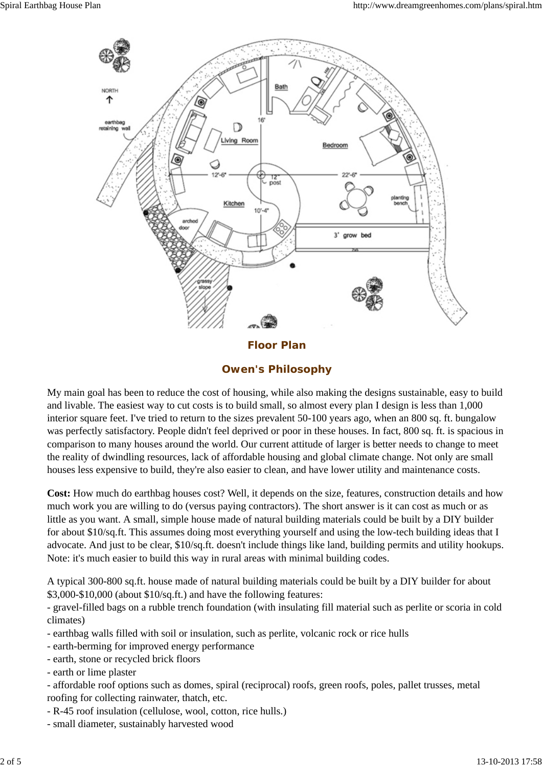Floor Plan

## Owen's Philosophy

My main goal has been to reduce the cost of housing, while also making the designs sustainable, easy to build and livable. The easiest way to cut costs is to build small, so almost every plan I design is less than 1,000 interior square feet. I've tried to return to the sizes prevalent 50-100 years ago, when an 800 sq. ft. bungalow was perfectly satisfactory. People didn't feel deprived or poor in these houses. In fact, 800 sq. ft. is spacious in comparison to many houses around the world. Our current attitude of larger is better needs to change to meet the reality of dwindling resources, lack of affordable housing and global climate change. Not only are small houses less expensive to build, they're also easier to clean, and have lower utility and maintenance costs.

**Cost:** How much do earthbag houses cost? Well, it depends on the size, features, construction details and how much work you are willing to do (versus paying contractors). The short answer is it can cost as much or as little as you want. A small, simple house made of natural building materials could be built by a DIY builder for about $10/sq.ft. This assumes doing most everything yourself and using the low-tech building ideas that I advocate. And just to be clear, $10/sq.ft. doesn't include things like land, building permits and utility hookups. Note: it's much easier to build this way in rural areas with minimal building codes.

A typical 300-800 sq.ft. house made of natural building materials could be built by a DIY builder for about $3,000-$10,000 (about $10/sq.ft.) and have the following features:
- gravel-filled bags on a rubble trench foundation (with insulating fill material such as perlite or scoria in cold climates)
- earthbag walls filled with soil or insulation, such as perlite, volcanic rock or rice hulls
- earth-berming for improved energy performance
- earth, stone or recycled brick floors
- earth or lime plaster
- affordable roof options such as domes, spiral (reciprocal) roofs, green roofs, poles, pallet trusses, metal roofing for collecting rainwater, thatch, etc.
- R-45 roof insulation (cellulose, wool, cotton, rice hulls.)
- small diameter, sustainably harvested wood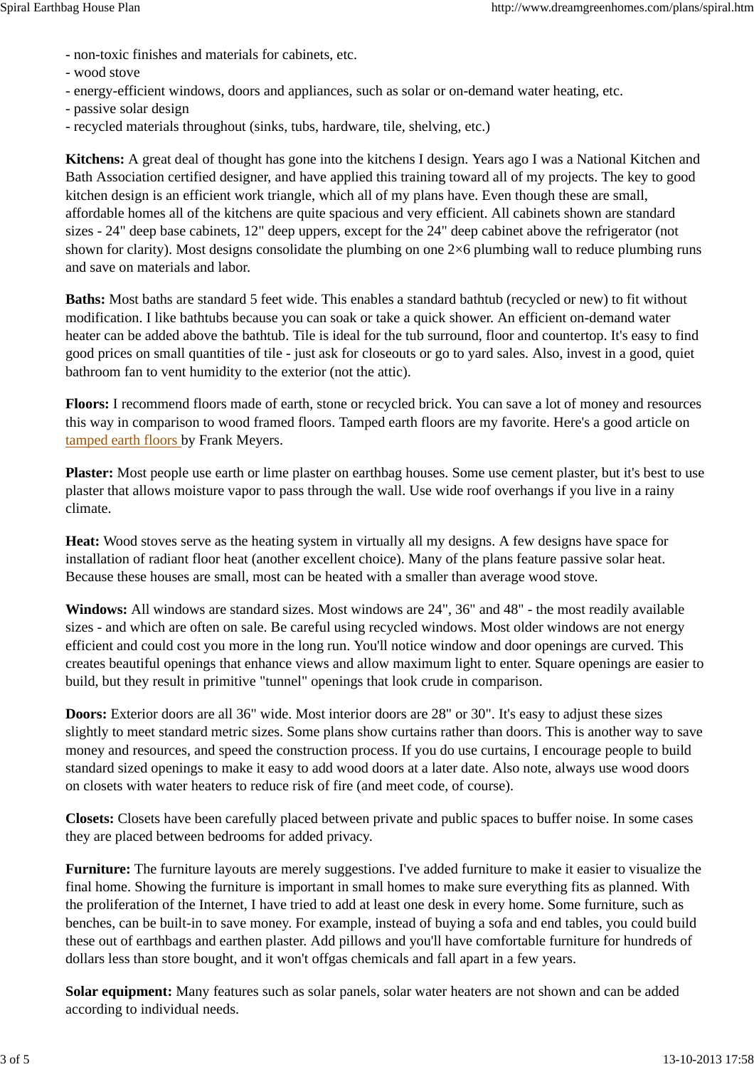- non-toxic finishes and materials for cabinets, etc.
- wood stove
- energy-efficient windows, doors and appliances, such as solar or on-demand water heating, etc.
- passive solar design
- recycled materials throughout (sinks, tubs, hardware, tile, shelving, etc.)

**Kitchens:** A great deal of thought has gone into the kitchens I design. Years ago I was a National Kitchen and Bath Association certified designer, and have applied this training toward all of my projects. The key to good kitchen design is an efficient work triangle, which all of my plans have. Even though these are small, affordable homes all of the kitchens are quite spacious and very efficient. All cabinets shown are standard sizes - 24" deep base cabinets, 12" deep uppers, except for the 24" deep cabinet above the refrigerator (not shown for clarity). Most designs consolidate the plumbing on one 2×6 plumbing wall to reduce plumbing runs and save on materials and labor.

**Baths:** Most baths are standard 5 feet wide. This enables a standard bathtub (recycled or new) to fit without modification. I like bathtubs because you can soak or take a quick shower. An efficient on-demand water heater can be added above the bathtub. Tile is ideal for the tub surround, floor and countertop. It's easy to find good prices on small quantities of tile - just ask for closeouts or go to yard sales. Also, invest in a good, quiet bathroom fan to vent humidity to the exterior (not the attic).

**Floors:** I recommend floors made of earth, stone or recycled brick. You can save a lot of money and resources this way in comparison to wood framed floors. Tamped earth floors are my favorite. Here's a good article on tamped earth floors by Frank Meyers.

**Plaster:** Most people use earth or lime plaster on earthbag houses. Some use cement plaster, but it's best to use plaster that allows moisture vapor to pass through the wall. Use wide roof overhangs if you live in a rainy climate.

**Heat:** Wood stoves serve as the heating system in virtually all my designs. A few designs have space for installation of radiant floor heat (another excellent choice). Many of the plans feature passive solar heat. Because these houses are small, most can be heated with a smaller than average wood stove.

**Windows:** All windows are standard sizes. Most windows are 24", 36" and 48" - the most readily available sizes - and which are often on sale. Be careful using recycled windows. Most older windows are not energy efficient and could cost you more in the long run. You'll notice window and door openings are curved. This creates beautiful openings that enhance views and allow maximum light to enter. Square openings are easier to build, but they result in primitive "tunnel" openings that look crude in comparison.

**Doors:** Exterior doors are all 36" wide. Most interior doors are 28" or 30". It's easy to adjust these sizes slightly to meet standard metric sizes. Some plans show curtains rather than doors. This is another way to save money and resources, and speed the construction process. If you do use curtains, I encourage people to build standard sized openings to make it easy to add wood doors at a later date. Also note, always use wood doors on closets with water heaters to reduce risk of fire (and meet code, of course).

**Closets:** Closets have been carefully placed between private and public spaces to buffer noise. In some cases they are placed between bedrooms for added privacy.

**Furniture:** The furniture layouts are merely suggestions. I've added furniture to make it easier to visualize the final home. Showing the furniture is important in small homes to make sure everything fits as planned. With the proliferation of the Internet, I have tried to add at least one desk in every home. Some furniture, such as benches, can be built-in to save money. For example, instead of buying a sofa and end tables, you could build these out of earthbags and earthen plaster. Add pillows and you'll have comfortable furniture for hundreds of dollars less than store bought, and it won't offgas chemicals and fall apart in a few years.

**Solar equipment:** Many features such as solar panels, solar water heaters are not shown and can be added according to individual needs.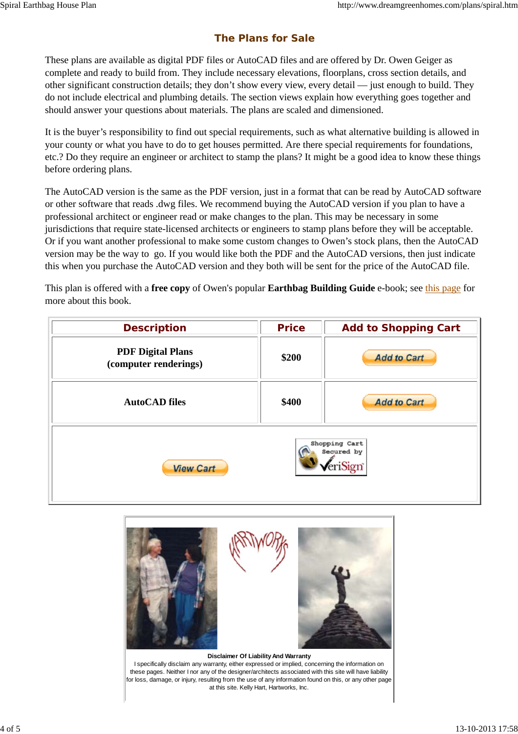## The Plans for Sale

These plans are available as digital PDF files or AutoCAD files and are offered by Dr. Owen Geiger as complete and ready to build from. They include necessary elevations, floorplans, cross section details, and other significant construction details; they don't show every view, every detail — just enough to build. They do not include electrical and plumbing details. The section views explain how everything goes together and should answer your questions about materials. The plans are scaled and dimensioned.

It is the buyer's responsibility to find out special requirements, such as what alternative building is allowed in your county or what you have to do to get houses permitted. Are there special requirements for foundations, etc.? Do they require an engineer or architect to stamp the plans? It might be a good idea to know these things before ordering plans.

The AutoCAD version is the same as the PDF version, just in a format that can be read by AutoCAD software or other software that reads .dwg files. We recommend buying the AutoCAD version if you plan to have a professional architect or engineer read or make changes to the plan. This may be necessary in some jurisdictions that require state-licensed architects or engineers to stamp plans before they will be acceptable. Or if you want another professional to make some custom changes to Owen's stock plans, then the AutoCAD version may be the way to go. If you would like both the PDF and the AutoCAD versions, then just indicate this when you purchase the AutoCAD version and they both will be sent for the price of the AutoCAD file.

This plan is offered with a **free copy** of Owen's popular **Earthbag Building Guide** e-book; see this page for more about this book.

| Description | Price | Add to Shopping Cart |
|---|---|---|
| **PDF Digital Plans (computer renderings)** | **$200** | Add to Cart |
| **AutoCAD files** | **$400** | Add to Cart |
| View Cart | Shopping Cart Secured by VeriSign | |

**Disclaimer Of Liability And Warranty**

I specifically disclaim any warranty, either expressed or implied, concerning the information on these pages. Neither I nor any of the designer/architects associated with this site will have liability for loss, damage, or injury, resulting from the use of any information found on this, or any other page at this site. Kelly Hart, Hartworks, Inc.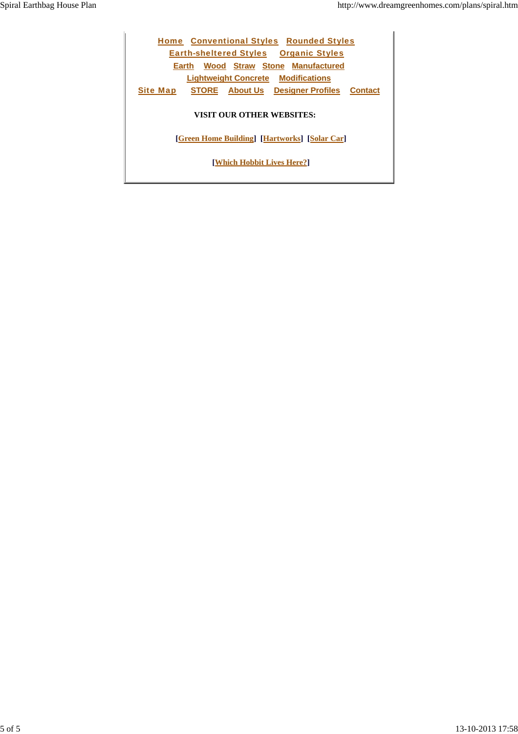Home Conventional Styles Rounded Styles
Earth-sheltered Styles Organic Styles
Earth Wood Straw Stone Manufactured
Lightweight Concrete Modifications
Site Map STORE About Us Designer Profiles Contact

**VISIT OUR OTHER WEBSITES:**

**[Green Home Building] [Hartworks] [Solar Car]**

**[Which Hobbit Lives Here?]**